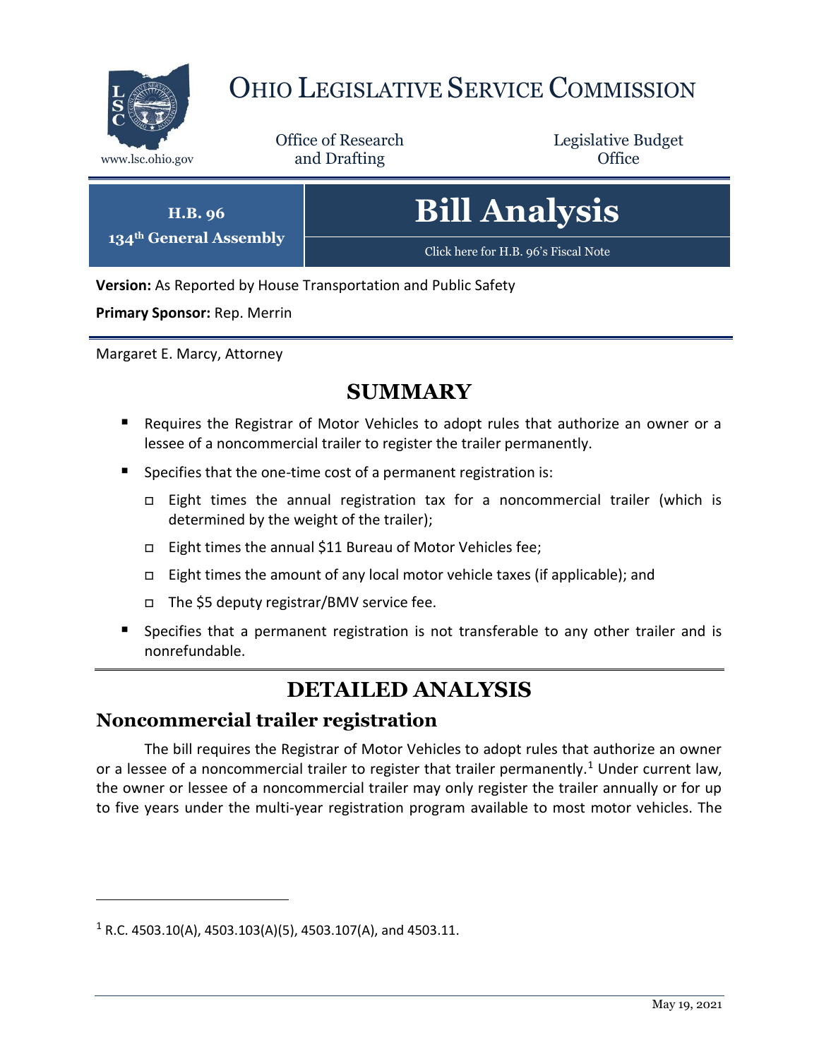# OHIO LEGISLATIVE SERVICE COMMISSION

www.lsc.ohio.gov

Office of Research and Drafting

Legislative Budget Office

**H.B. 96**
**134th General Assembly**

# Bill Analysis

Click here for H.B. 96's Fiscal Note

**Version:** As Reported by House Transportation and Public Safety

**Primary Sponsor:** Rep. Merrin

Margaret E. Marcy, Attorney

## SUMMARY

- Requires the Registrar of Motor Vehicles to adopt rules that authorize an owner or a lessee of a noncommercial trailer to register the trailer permanently.
- Specifies that the one-time cost of a permanent registration is:
  - Eight times the annual registration tax for a noncommercial trailer (which is determined by the weight of the trailer);
  - Eight times the annual $11 Bureau of Motor Vehicles fee;
  - Eight times the amount of any local motor vehicle taxes (if applicable); and
  - The $5 deputy registrar/BMV service fee.
- Specifies that a permanent registration is not transferable to any other trailer and is nonrefundable.

## DETAILED ANALYSIS

### Noncommercial trailer registration

The bill requires the Registrar of Motor Vehicles to adopt rules that authorize an owner or a lessee of a noncommercial trailer to register that trailer permanently.[1] Under current law, the owner or lessee of a noncommercial trailer may only register the trailer annually or for up to five years under the multi-year registration program available to most motor vehicles. The

[1] R.C. 4503.10(A), 4503.103(A)(5), 4503.107(A), and 4503.11.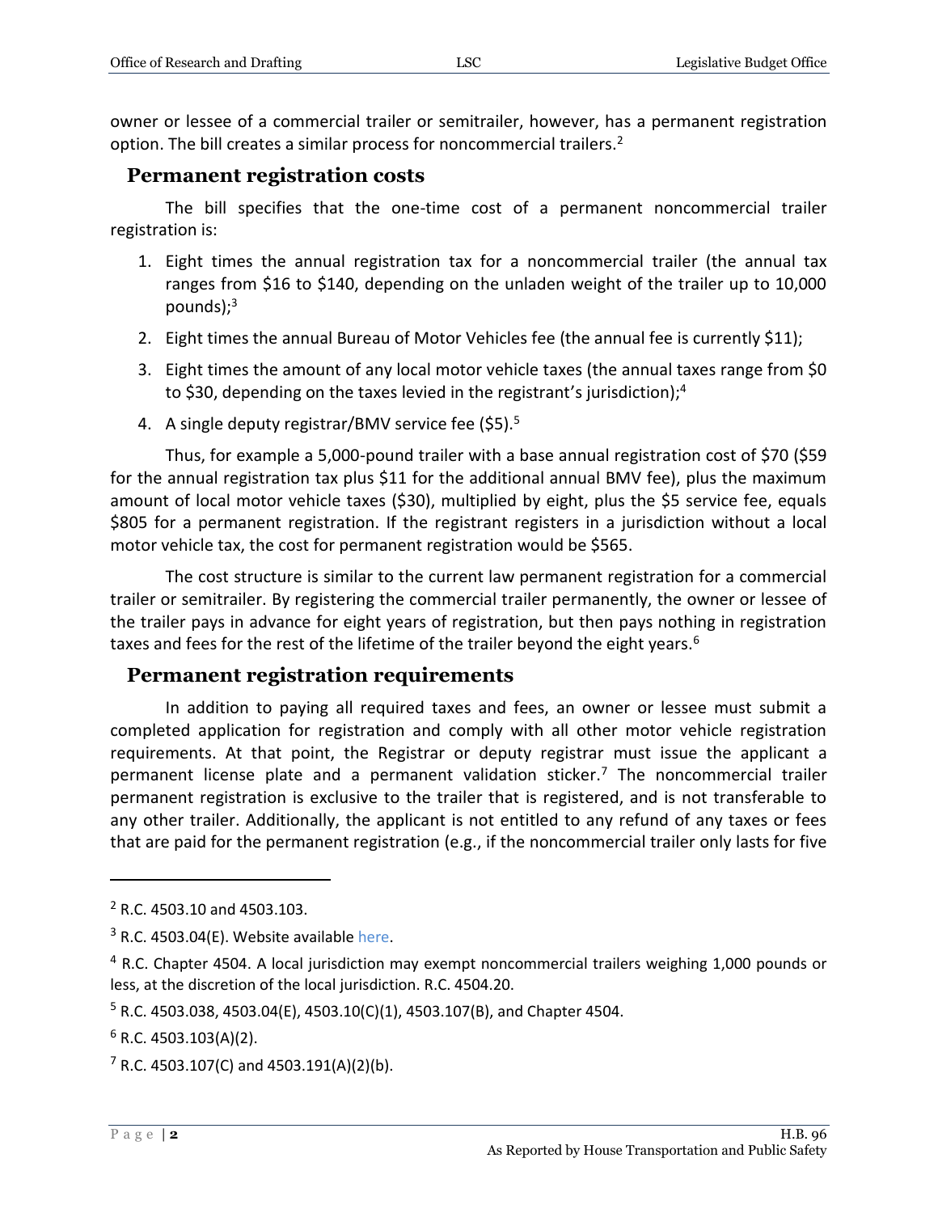owner or lessee of a commercial trailer or semitrailer, however, has a permanent registration option. The bill creates a similar process for noncommercial trailers.[2]

## Permanent registration costs

The bill specifies that the one-time cost of a permanent noncommercial trailer registration is:

1. Eight times the annual registration tax for a noncommercial trailer (the annual tax ranges from $16 to $140, depending on the unladen weight of the trailer up to 10,000 pounds);[3]
2. Eight times the annual Bureau of Motor Vehicles fee (the annual fee is currently $11);
3. Eight times the amount of any local motor vehicle taxes (the annual taxes range from $0 to $30, depending on the taxes levied in the registrant's jurisdiction);[4]
4. A single deputy registrar/BMV service fee ($5).[5]

Thus, for example a 5,000-pound trailer with a base annual registration cost of $70 ($59 for the annual registration tax plus $11 for the additional annual BMV fee), plus the maximum amount of local motor vehicle taxes ($30), multiplied by eight, plus the $5 service fee, equals $805 for a permanent registration. If the registrant registers in a jurisdiction without a local motor vehicle tax, the cost for permanent registration would be $565.

The cost structure is similar to the current law permanent registration for a commercial trailer or semitrailer. By registering the commercial trailer permanently, the owner or lessee of the trailer pays in advance for eight years of registration, but then pays nothing in registration taxes and fees for the rest of the lifetime of the trailer beyond the eight years.[6]

## Permanent registration requirements

In addition to paying all required taxes and fees, an owner or lessee must submit a completed application for registration and comply with all other motor vehicle registration requirements. At that point, the Registrar or deputy registrar must issue the applicant a permanent license plate and a permanent validation sticker.[7] The noncommercial trailer permanent registration is exclusive to the trailer that is registered, and is not transferable to any other trailer. Additionally, the applicant is not entitled to any refund of any taxes or fees that are paid for the permanent registration (e.g., if the noncommercial trailer only lasts for five

---

[2] R.C. 4503.10 and 4503.103.

[3] R.C. 4503.04(E). Website available here.

[4] R.C. Chapter 4504. A local jurisdiction may exempt noncommercial trailers weighing 1,000 pounds or less, at the discretion of the local jurisdiction. R.C. 4504.20.

[5] R.C. 4503.038, 4503.04(E), 4503.10(C)(1), 4503.107(B), and Chapter 4504.

[6] R.C. 4503.103(A)(2).

[7] R.C. 4503.107(C) and 4503.191(A)(2)(b).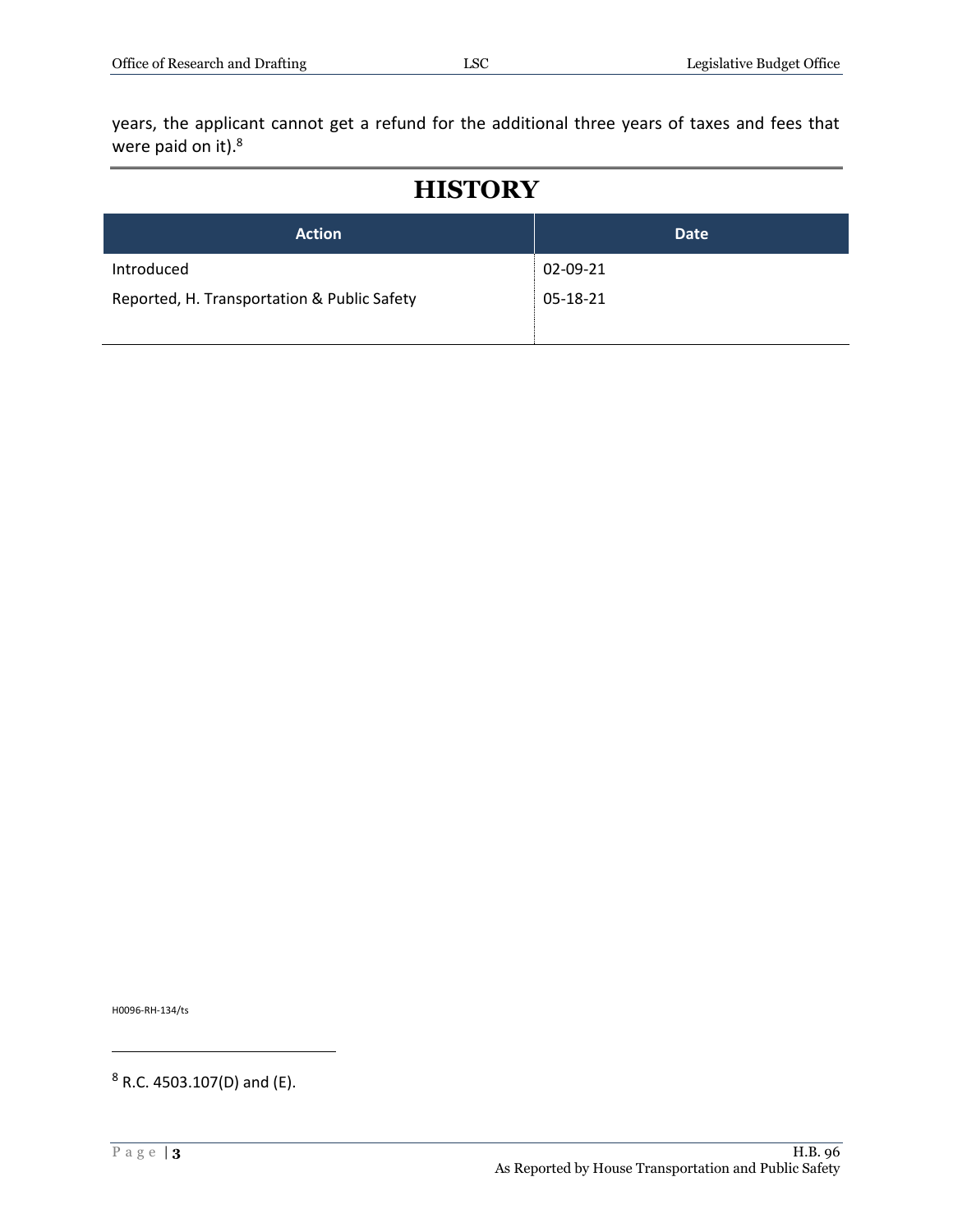years, the applicant cannot get a refund for the additional three years of taxes and fees that were paid on it).[8]

# HISTORY

| Action | Date |
|---|---|
| Introduced | 02-09-21 |
| Reported, H. Transportation & Public Safety | 05-18-21 |

H0096-RH-134/ts

[8] R.C. 4503.107(D) and (E).